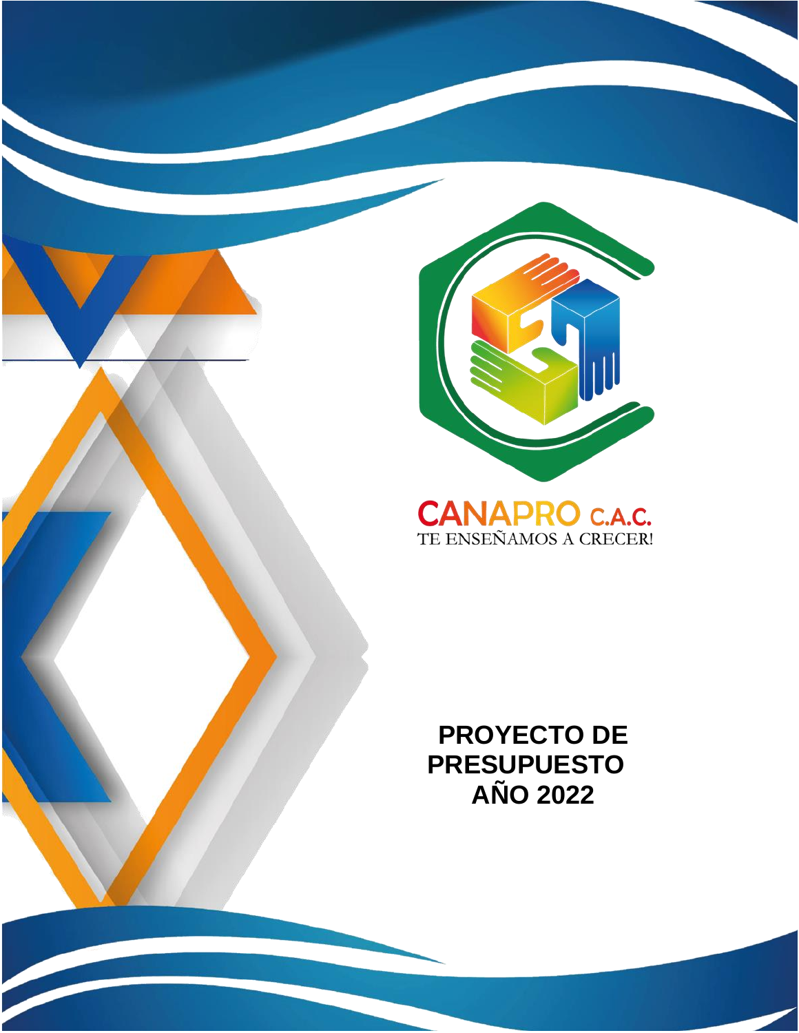CANAPRO C.A.C.

TE ENSEÑAMOS A CRECER!

# PROYECTO DE PRESUPUESTO AÑO 2022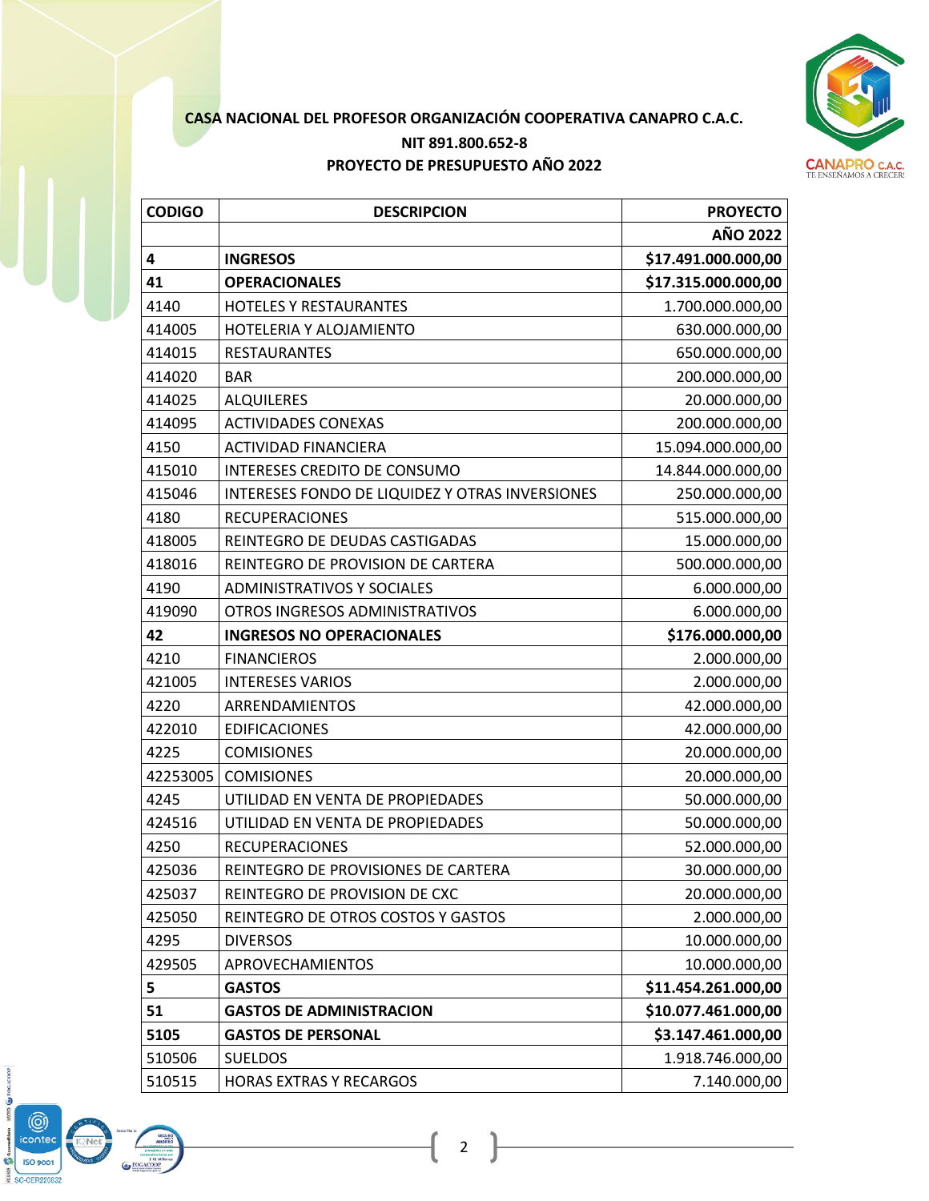**CASA NACIONAL DEL PROFESOR ORGANIZACIÓN COOPERATIVA CANAPRO C.A.C.**

**NIT 891.800.652-8**

**PROYECTO DE PRESUPUESTO AÑO 2022**

| CODIGO | DESCRIPCION | PROYECTO AÑO 2022 |
|---|---|---|
| **4** | **INGRESOS** | **$17.491.000.000,00** |
| **41** | **OPERACIONALES** | **$17.315.000.000,00** |
| 4140 | HOTELES Y RESTAURANTES | 1.700.000.000,00 |
| 414005 | HOTELERIA Y ALOJAMIENTO | 630.000.000,00 |
| 414015 | RESTAURANTES | 650.000.000,00 |
| 414020 | BAR | 200.000.000,00 |
| 414025 | ALQUILERES | 20.000.000,00 |
| 414095 | ACTIVIDADES CONEXAS | 200.000.000,00 |
| 4150 | ACTIVIDAD FINANCIERA | 15.094.000.000,00 |
| 415010 | INTERESES CREDITO DE CONSUMO | 14.844.000.000,00 |
| 415046 | INTERESES FONDO DE LIQUIDEZ Y OTRAS INVERSIONES | 250.000.000,00 |
| 4180 | RECUPERACIONES | 515.000.000,00 |
| 418005 | REINTEGRO DE DEUDAS CASTIGADAS | 15.000.000,00 |
| 418016 | REINTEGRO DE PROVISION DE CARTERA | 500.000.000,00 |
| 4190 | ADMINISTRATIVOS Y SOCIALES | 6.000.000,00 |
| 419090 | OTROS INGRESOS ADMINISTRATIVOS | 6.000.000,00 |
| **42** | **INGRESOS NO OPERACIONALES** | **$176.000.000,00** |
| 4210 | FINANCIEROS | 2.000.000,00 |
| 421005 | INTERESES VARIOS | 2.000.000,00 |
| 4220 | ARRENDAMIENTOS | 42.000.000,00 |
| 422010 | EDIFICACIONES | 42.000.000,00 |
| 4225 | COMISIONES | 20.000.000,00 |
| 42253005 | COMISIONES | 20.000.000,00 |
| 4245 | UTILIDAD EN VENTA DE PROPIEDADES | 50.000.000,00 |
| 424516 | UTILIDAD EN VENTA DE PROPIEDADES | 50.000.000,00 |
| 4250 | RECUPERACIONES | 52.000.000,00 |
| 425036 | REINTEGRO DE PROVISIONES DE CARTERA | 30.000.000,00 |
| 425037 | REINTEGRO DE PROVISION DE CXC | 20.000.000,00 |
| 425050 | REINTEGRO DE OTROS COSTOS Y GASTOS | 2.000.000,00 |
| 4295 | DIVERSOS | 10.000.000,00 |
| 429505 | APROVECHAMIENTOS | 10.000.000,00 |
| **5** | **GASTOS** | **$11.454.261.000,00** |
| **51** | **GASTOS DE ADMINISTRACION** | **$10.077.461.000,00** |
| **5105** | **GASTOS DE PERSONAL** | **$3.147.461.000,00** |
| 510506 | SUELDOS | 1.918.746.000,00 |
| 510515 | HORAS EXTRAS Y RECARGOS | 7.140.000,00 |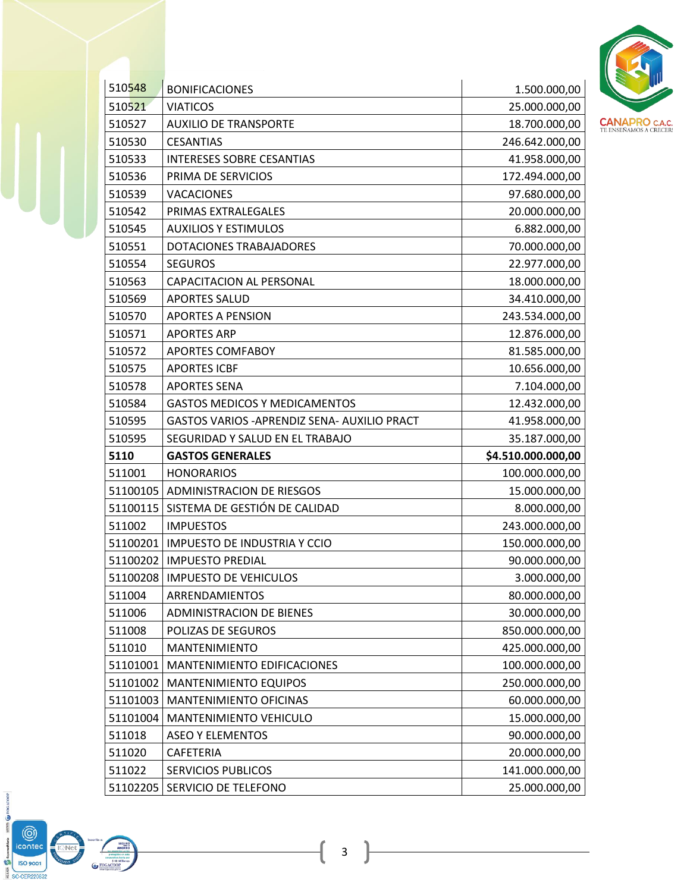| | | |
|---|---|---|
| 510548 | BONIFICACIONES | 1.500.000,00 |
| 510521 | VIATICOS | 25.000.000,00 |
| 510527 | AUXILIO DE TRANSPORTE | 18.700.000,00 |
| 510530 | CESANTIAS | 246.642.000,00 |
| 510533 | INTERESES SOBRE CESANTIAS | 41.958.000,00 |
| 510536 | PRIMA DE SERVICIOS | 172.494.000,00 |
| 510539 | VACACIONES | 97.680.000,00 |
| 510542 | PRIMAS EXTRALEGALES | 20.000.000,00 |
| 510545 | AUXILIOS Y ESTIMULOS | 6.882.000,00 |
| 510551 | DOTACIONES TRABAJADORES | 70.000.000,00 |
| 510554 | SEGUROS | 22.977.000,00 |
| 510563 | CAPACITACION AL PERSONAL | 18.000.000,00 |
| 510569 | APORTES SALUD | 34.410.000,00 |
| 510570 | APORTES A PENSION | 243.534.000,00 |
| 510571 | APORTES ARP | 12.876.000,00 |
| 510572 | APORTES COMFABOY | 81.585.000,00 |
| 510575 | APORTES ICBF | 10.656.000,00 |
| 510578 | APORTES SENA | 7.104.000,00 |
| 510584 | GASTOS MEDICOS Y MEDICAMENTOS | 12.432.000,00 |
| 510595 | GASTOS VARIOS -APRENDIZ SENA- AUXILIO PRACT | 41.958.000,00 |
| 510595 | SEGURIDAD Y SALUD EN EL TRABAJO | 35.187.000,00 |
| **5110** | **GASTOS GENERALES** | **$4.510.000.000,00** |
| 511001 | HONORARIOS | 100.000.000,00 |
| 51100105 | ADMINISTRACION DE RIESGOS | 15.000.000,00 |
| 51100115 | SISTEMA DE GESTIÓN DE CALIDAD | 8.000.000,00 |
| 511002 | IMPUESTOS | 243.000.000,00 |
| 51100201 | IMPUESTO DE INDUSTRIA Y CCIO | 150.000.000,00 |
| 51100202 | IMPUESTO PREDIAL | 90.000.000,00 |
| 51100208 | IMPUESTO DE VEHICULOS | 3.000.000,00 |
| 511004 | ARRENDAMIENTOS | 80.000.000,00 |
| 511006 | ADMINISTRACION DE BIENES | 30.000.000,00 |
| 511008 | POLIZAS DE SEGUROS | 850.000.000,00 |
| 511010 | MANTENIMIENTO | 425.000.000,00 |
| 51101001 | MANTENIMIENTO EDIFICACIONES | 100.000.000,00 |
| 51101002 | MANTENIMIENTO EQUIPOS | 250.000.000,00 |
| 51101003 | MANTENIMIENTO OFICINAS | 60.000.000,00 |
| 51101004 | MANTENIMIENTO VEHICULO | 15.000.000,00 |
| 511018 | ASEO Y ELEMENTOS | 90.000.000,00 |
| 511020 | CAFETERIA | 20.000.000,00 |
| 511022 | SERVICIOS PUBLICOS | 141.000.000,00 |
| 51102205 | SERVICIO DE TELEFONO | 25.000.000,00 |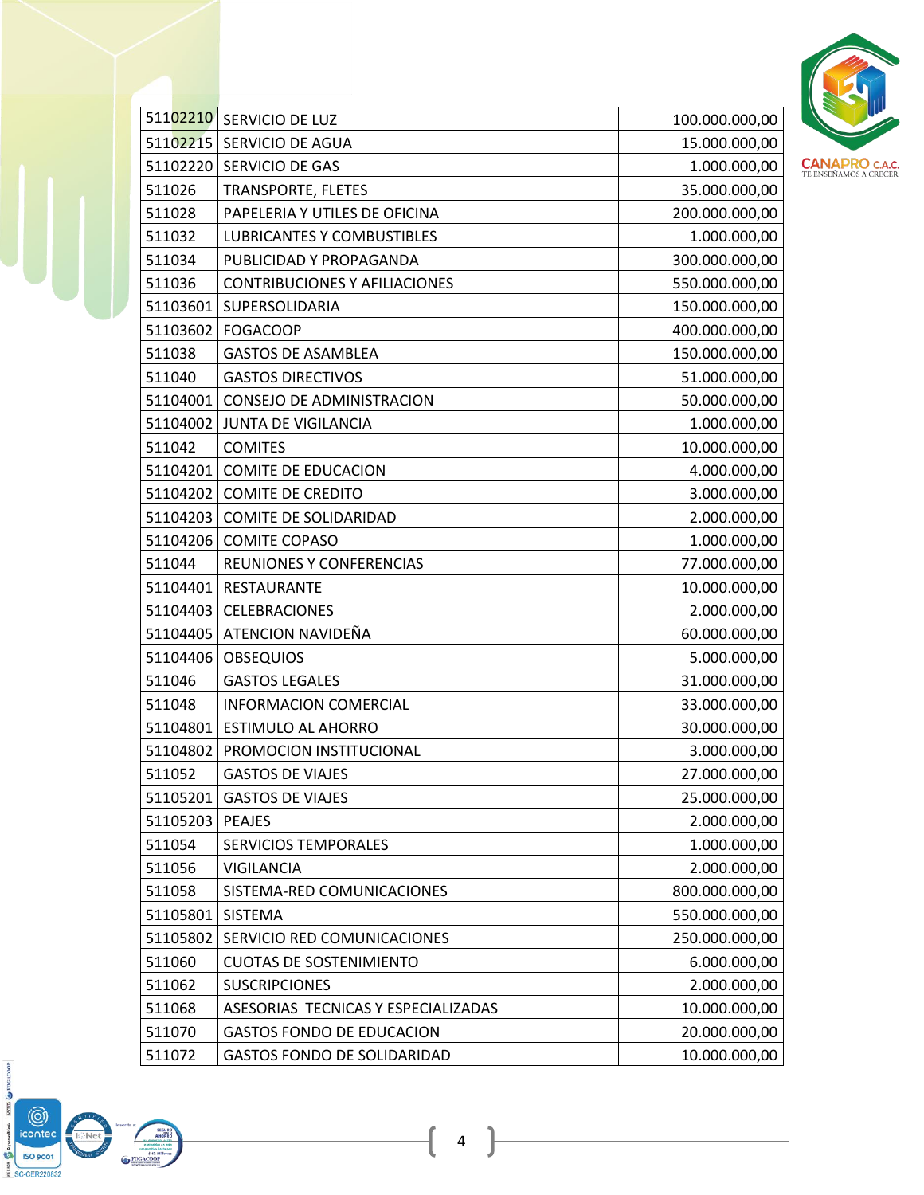| | | |
|---|---|---|
| 51102210 | SERVICIO DE LUZ | 100.000.000,00 |
| 51102215 | SERVICIO DE AGUA | 15.000.000,00 |
| 51102220 | SERVICIO DE GAS | 1.000.000,00 |
| 511026 | TRANSPORTE, FLETES | 35.000.000,00 |
| 511028 | PAPELERIA Y UTILES DE OFICINA | 200.000.000,00 |
| 511032 | LUBRICANTES Y COMBUSTIBLES | 1.000.000,00 |
| 511034 | PUBLICIDAD Y PROPAGANDA | 300.000.000,00 |
| 511036 | CONTRIBUCIONES Y AFILIACIONES | 550.000.000,00 |
| 51103601 | SUPERSOLIDARIA | 150.000.000,00 |
| 51103602 | FOGACOOP | 400.000.000,00 |
| 511038 | GASTOS DE ASAMBLEA | 150.000.000,00 |
| 511040 | GASTOS DIRECTIVOS | 51.000.000,00 |
| 51104001 | CONSEJO DE ADMINISTRACION | 50.000.000,00 |
| 51104002 | JUNTA DE VIGILANCIA | 1.000.000,00 |
| 511042 | COMITES | 10.000.000,00 |
| 51104201 | COMITE DE EDUCACION | 4.000.000,00 |
| 51104202 | COMITE DE CREDITO | 3.000.000,00 |
| 51104203 | COMITE DE SOLIDARIDAD | 2.000.000,00 |
| 51104206 | COMITE COPASO | 1.000.000,00 |
| 511044 | REUNIONES Y CONFERENCIAS | 77.000.000,00 |
| 51104401 | RESTAURANTE | 10.000.000,00 |
| 51104403 | CELEBRACIONES | 2.000.000,00 |
| 51104405 | ATENCION NAVIDEÑA | 60.000.000,00 |
| 51104406 | OBSEQUIOS | 5.000.000,00 |
| 511046 | GASTOS LEGALES | 31.000.000,00 |
| 511048 | INFORMACION COMERCIAL | 33.000.000,00 |
| 51104801 | ESTIMULO AL AHORRO | 30.000.000,00 |
| 51104802 | PROMOCION INSTITUCIONAL | 3.000.000,00 |
| 511052 | GASTOS DE VIAJES | 27.000.000,00 |
| 51105201 | GASTOS DE VIAJES | 25.000.000,00 |
| 51105203 | PEAJES | 2.000.000,00 |
| 511054 | SERVICIOS TEMPORALES | 1.000.000,00 |
| 511056 | VIGILANCIA | 2.000.000,00 |
| 511058 | SISTEMA-RED COMUNICACIONES | 800.000.000,00 |
| 51105801 | SISTEMA | 550.000.000,00 |
| 51105802 | SERVICIO RED COMUNICACIONES | 250.000.000,00 |
| 511060 | CUOTAS DE SOSTENIMIENTO | 6.000.000,00 |
| 511062 | SUSCRIPCIONES | 2.000.000,00 |
| 511068 | ASESORIAS TECNICAS Y ESPECIALIZADAS | 10.000.000,00 |
| 511070 | GASTOS FONDO DE EDUCACION | 20.000.000,00 |
| 511072 | GASTOS FONDO DE SOLIDARIDAD | 10.000.000,00 |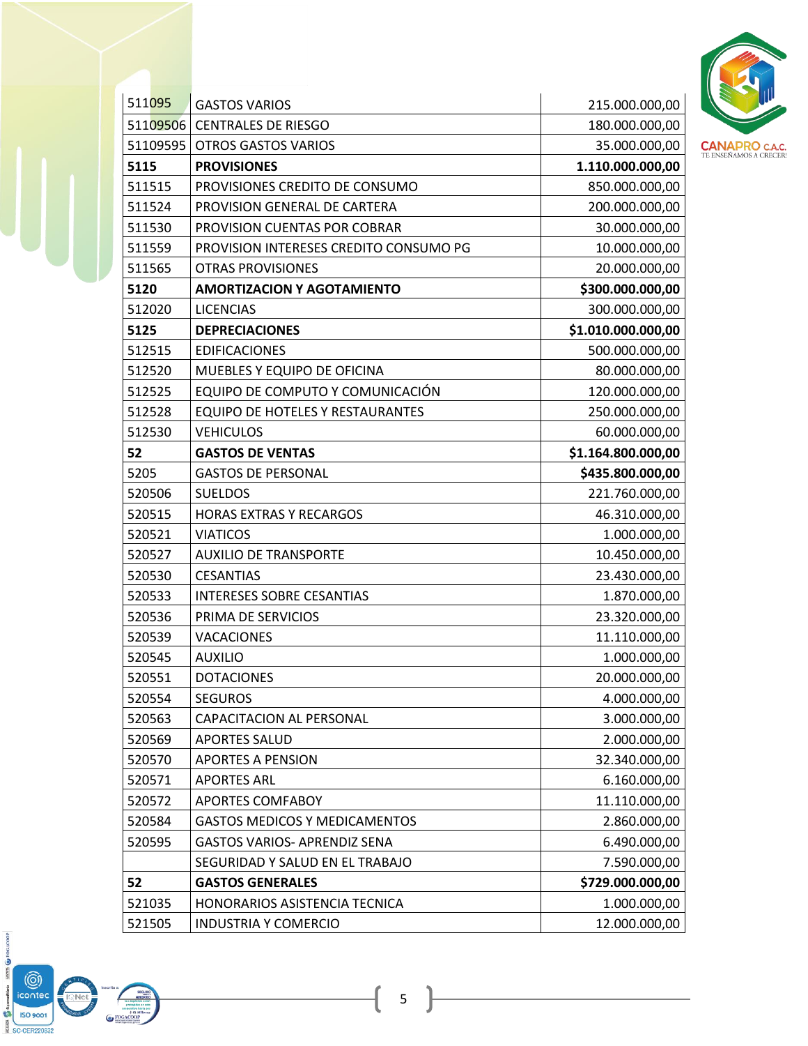| | | |
|---|---|---|
| 511095 | GASTOS VARIOS | 215.000.000,00 |
| 51109506 | CENTRALES DE RIESGO | 180.000.000,00 |
| 51109595 | OTROS GASTOS VARIOS | 35.000.000,00 |
| **5115** | **PROVISIONES** | **1.110.000.000,00** |
| 511515 | PROVISIONES CREDITO DE CONSUMO | 850.000.000,00 |
| 511524 | PROVISION GENERAL DE CARTERA | 200.000.000,00 |
| 511530 | PROVISION CUENTAS POR COBRAR | 30.000.000,00 |
| 511559 | PROVISION INTERESES CREDITO CONSUMO PG | 10.000.000,00 |
| 511565 | OTRAS PROVISIONES | 20.000.000,00 |
| **5120** | **AMORTIZACION Y AGOTAMIENTO** | **$300.000.000,00** |
| 512020 | LICENCIAS | 300.000.000,00 |
| **5125** | **DEPRECIACIONES** | **$1.010.000.000,00** |
| 512515 | EDIFICACIONES | 500.000.000,00 |
| 512520 | MUEBLES Y EQUIPO DE OFICINA | 80.000.000,00 |
| 512525 | EQUIPO DE COMPUTO Y COMUNICACIÓN | 120.000.000,00 |
| 512528 | EQUIPO DE HOTELES Y RESTAURANTES | 250.000.000,00 |
| 512530 | VEHICULOS | 60.000.000,00 |
| **52** | **GASTOS DE VENTAS** | **$1.164.800.000,00** |
| 5205 | GASTOS DE PERSONAL | **$435.800.000,00** |
| 520506 | SUELDOS | 221.760.000,00 |
| 520515 | HORAS EXTRAS Y RECARGOS | 46.310.000,00 |
| 520521 | VIATICOS | 1.000.000,00 |
| 520527 | AUXILIO DE TRANSPORTE | 10.450.000,00 |
| 520530 | CESANTIAS | 23.430.000,00 |
| 520533 | INTERESES SOBRE CESANTIAS | 1.870.000,00 |
| 520536 | PRIMA DE SERVICIOS | 23.320.000,00 |
| 520539 | VACACIONES | 11.110.000,00 |
| 520545 | AUXILIO | 1.000.000,00 |
| 520551 | DOTACIONES | 20.000.000,00 |
| 520554 | SEGUROS | 4.000.000,00 |
| 520563 | CAPACITACION AL PERSONAL | 3.000.000,00 |
| 520569 | APORTES SALUD | 2.000.000,00 |
| 520570 | APORTES A PENSION | 32.340.000,00 |
| 520571 | APORTES ARL | 6.160.000,00 |
| 520572 | APORTES COMFABOY | 11.110.000,00 |
| 520584 | GASTOS MEDICOS Y MEDICAMENTOS | 2.860.000,00 |
| 520595 | GASTOS VARIOS- APRENDIZ SENA | 6.490.000,00 |
| | SEGURIDAD Y SALUD EN EL TRABAJO | 7.590.000,00 |
| **52** | **GASTOS GENERALES** | **$729.000.000,00** |
| 521035 | HONORARIOS ASISTENCIA TECNICA | 1.000.000,00 |
| 521505 | INDUSTRIA Y COMERCIO | 12.000.000,00 |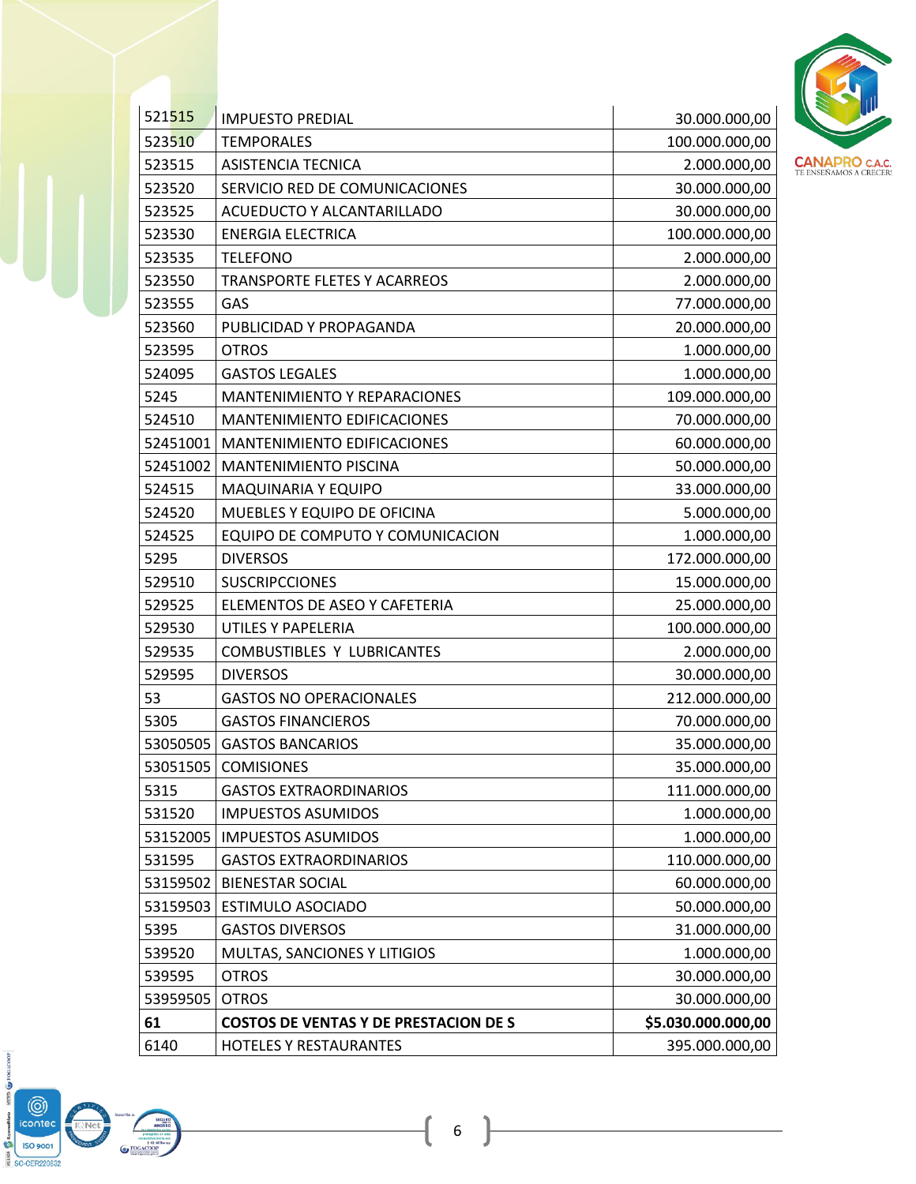| | | |
|---|---|---|
| 521515 | IMPUESTO PREDIAL | 30.000.000,00 |
| 523510 | TEMPORALES | 100.000.000,00 |
| 523515 | ASISTENCIA TECNICA | 2.000.000,00 |
| 523520 | SERVICIO RED DE COMUNICACIONES | 30.000.000,00 |
| 523525 | ACUEDUCTO Y ALCANTARILLADO | 30.000.000,00 |
| 523530 | ENERGIA ELECTRICA | 100.000.000,00 |
| 523535 | TELEFONO | 2.000.000,00 |
| 523550 | TRANSPORTE FLETES Y ACARREOS | 2.000.000,00 |
| 523555 | GAS | 77.000.000,00 |
| 523560 | PUBLICIDAD Y PROPAGANDA | 20.000.000,00 |
| 523595 | OTROS | 1.000.000,00 |
| 524095 | GASTOS LEGALES | 1.000.000,00 |
| 5245 | MANTENIMIENTO Y REPARACIONES | 109.000.000,00 |
| 524510 | MANTENIMIENTO EDIFICACIONES | 70.000.000,00 |
| 52451001 | MANTENIMIENTO EDIFICACIONES | 60.000.000,00 |
| 52451002 | MANTENIMIENTO PISCINA | 50.000.000,00 |
| 524515 | MAQUINARIA Y EQUIPO | 33.000.000,00 |
| 524520 | MUEBLES Y EQUIPO DE OFICINA | 5.000.000,00 |
| 524525 | EQUIPO DE COMPUTO Y COMUNICACION | 1.000.000,00 |
| 5295 | DIVERSOS | 172.000.000,00 |
| 529510 | SUSCRIPCCIONES | 15.000.000,00 |
| 529525 | ELEMENTOS DE ASEO Y CAFETERIA | 25.000.000,00 |
| 529530 | UTILES Y PAPELERIA | 100.000.000,00 |
| 529535 | COMBUSTIBLES Y LUBRICANTES | 2.000.000,00 |
| 529595 | DIVERSOS | 30.000.000,00 |
| 53 | GASTOS NO OPERACIONALES | 212.000.000,00 |
| 5305 | GASTOS FINANCIEROS | 70.000.000,00 |
| 53050505 | GASTOS BANCARIOS | 35.000.000,00 |
| 53051505 | COMISIONES | 35.000.000,00 |
| 5315 | GASTOS EXTRAORDINARIOS | 111.000.000,00 |
| 531520 | IMPUESTOS ASUMIDOS | 1.000.000,00 |
| 53152005 | IMPUESTOS ASUMIDOS | 1.000.000,00 |
| 531595 | GASTOS EXTRAORDINARIOS | 110.000.000,00 |
| 53159502 | BIENESTAR SOCIAL | 60.000.000,00 |
| 53159503 | ESTIMULO ASOCIADO | 50.000.000,00 |
| 5395 | GASTOS DIVERSOS | 31.000.000,00 |
| 539520 | MULTAS, SANCIONES Y LITIGIOS | 1.000.000,00 |
| 539595 | OTROS | 30.000.000,00 |
| 53959505 | OTROS | 30.000.000,00 |
| **61** | **COSTOS DE VENTAS Y DE PRESTACION DE S** | **$5.030.000.000,00** |
| 6140 | HOTELES Y RESTAURANTES | 395.000.000,00 |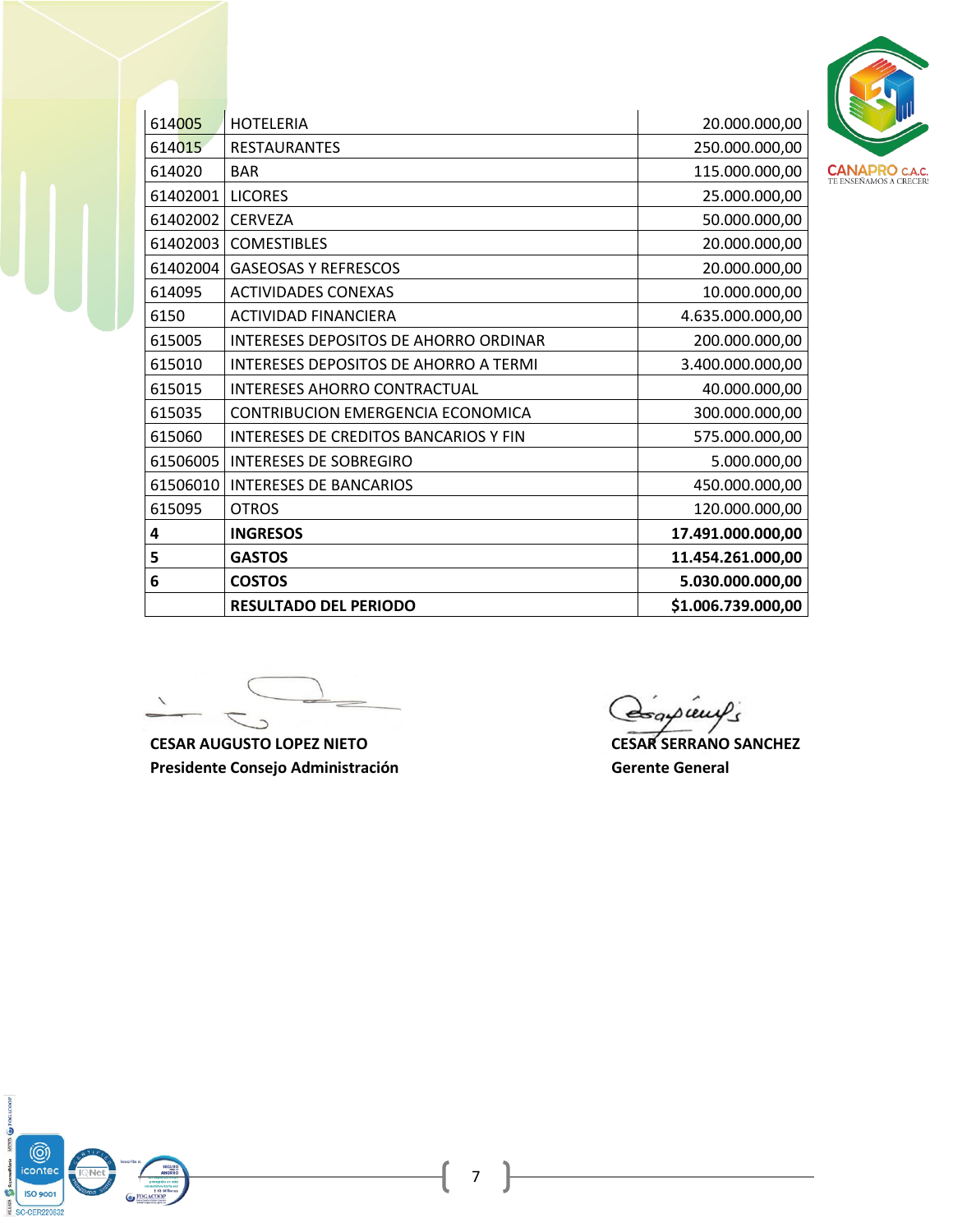| | | |
|---|---|---|
| 614005 | HOTELERIA | 20.000.000,00 |
| 614015 | RESTAURANTES | 250.000.000,00 |
| 614020 | BAR | 115.000.000,00 |
| 61402001 | LICORES | 25.000.000,00 |
| 61402002 | CERVEZA | 50.000.000,00 |
| 61402003 | COMESTIBLES | 20.000.000,00 |
| 61402004 | GASEOSAS Y REFRESCOS | 20.000.000,00 |
| 614095 | ACTIVIDADES CONEXAS | 10.000.000,00 |
| 6150 | ACTIVIDAD FINANCIERA | 4.635.000.000,00 |
| 615005 | INTERESES DEPOSITOS DE AHORRO ORDINAR | 200.000.000,00 |
| 615010 | INTERESES DEPOSITOS DE AHORRO A TERMI | 3.400.000.000,00 |
| 615015 | INTERESES AHORRO CONTRACTUAL | 40.000.000,00 |
| 615035 | CONTRIBUCION EMERGENCIA ECONOMICA | 300.000.000,00 |
| 615060 | INTERESES DE CREDITOS BANCARIOS Y FIN | 575.000.000,00 |
| 61506005 | INTERESES DE SOBREGIRO | 5.000.000,00 |
| 61506010 | INTERESES DE BANCARIOS | 450.000.000,00 |
| 615095 | OTROS | 120.000.000,00 |
| **4** | **INGRESOS** | **17.491.000.000,00** |
| **5** | **GASTOS** | **11.454.261.000,00** |
| **6** | **COSTOS** | **5.030.000.000,00** |
| | **RESULTADO DEL PERIODO** | **$1.006.739.000,00** |

**CESAR AUGUSTO LOPEZ NIETO**
**Presidente Consejo Administración**

**CESAR SERRANO SANCHEZ**
**Gerente General**